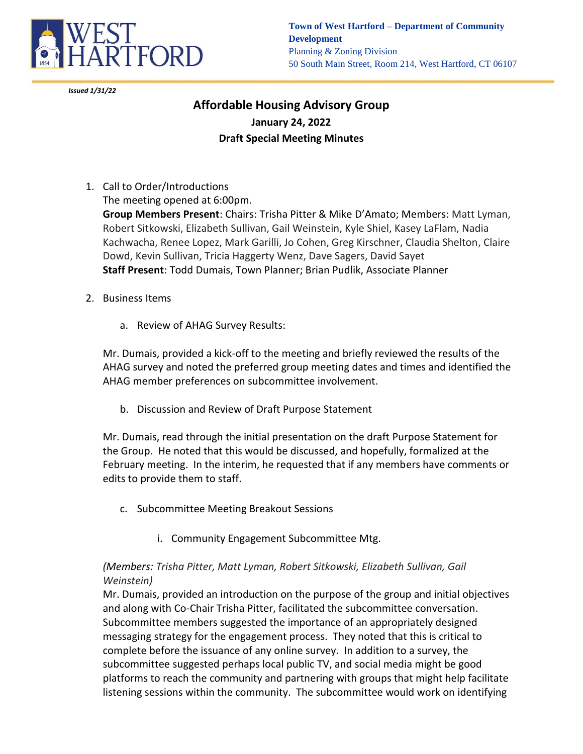WEST HARTFORD

**Town of West Hartford – Department of Community Development**
Planning & Zoning Division
50 South Main Street, Room 214, West Hartford, CT 06107

***Issued 1/31/22***

# Affordable Housing Advisory Group

## January 24, 2022

## Draft Special Meeting Minutes

1. Call to Order/Introductions
   The meeting opened at 6:00pm.
   **Group Members Present**: Chairs: Trisha Pitter & Mike D'Amato; Members: Matt Lyman, Robert Sitkowski, Elizabeth Sullivan, Gail Weinstein, Kyle Shiel, Kasey LaFlam, Nadia Kachwacha, Renee Lopez, Mark Garilli, Jo Cohen, Greg Kirschner, Claudia Shelton, Claire Dowd, Kevin Sullivan, Tricia Haggerty Wenz, Dave Sagers, David Sayet
   **Staff Present**: Todd Dumais, Town Planner; Brian Pudlik, Associate Planner

2. Business Items

   a. Review of AHAG Survey Results:

Mr. Dumais, provided a kick-off to the meeting and briefly reviewed the results of the AHAG survey and noted the preferred group meeting dates and times and identified the AHAG member preferences on subcommittee involvement.

   b. Discussion and Review of Draft Purpose Statement

Mr. Dumais, read through the initial presentation on the draft Purpose Statement for the Group. He noted that this would be discussed, and hopefully, formalized at the February meeting. In the interim, he requested that if any members have comments or edits to provide them to staff.

   c. Subcommittee Meeting Breakout Sessions

      i. Community Engagement Subcommittee Mtg.

*(Members: Trisha Pitter, Matt Lyman, Robert Sitkowski, Elizabeth Sullivan, Gail Weinstein)*
Mr. Dumais, provided an introduction on the purpose of the group and initial objectives and along with Co-Chair Trisha Pitter, facilitated the subcommittee conversation. Subcommittee members suggested the importance of an appropriately designed messaging strategy for the engagement process. They noted that this is critical to complete before the issuance of any online survey. In addition to a survey, the subcommittee suggested perhaps local public TV, and social media might be good platforms to reach the community and partnering with groups that might help facilitate listening sessions within the community. The subcommittee would work on identifying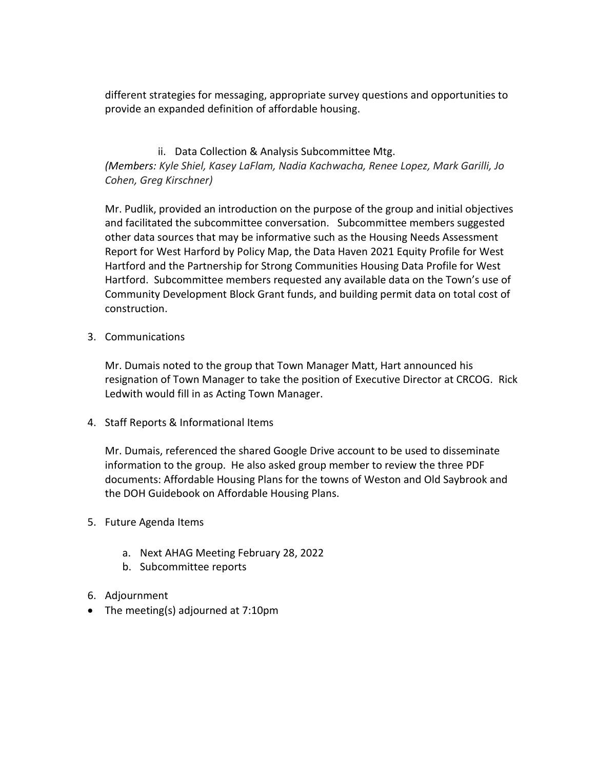different strategies for messaging, appropriate survey questions and opportunities to provide an expanded definition of affordable housing.

ii. Data Collection & Analysis Subcommittee Mtg.

*(Members: Kyle Shiel, Kasey LaFlam, Nadia Kachwacha, Renee Lopez, Mark Garilli, Jo Cohen, Greg Kirschner)*

Mr. Pudlik, provided an introduction on the purpose of the group and initial objectives and facilitated the subcommittee conversation. Subcommittee members suggested other data sources that may be informative such as the Housing Needs Assessment Report for West Harford by Policy Map, the Data Haven 2021 Equity Profile for West Hartford and the Partnership for Strong Communities Housing Data Profile for West Hartford. Subcommittee members requested any available data on the Town's use of Community Development Block Grant funds, and building permit data on total cost of construction.

3. Communications

   Mr. Dumais noted to the group that Town Manager Matt, Hart announced his resignation of Town Manager to take the position of Executive Director at CRCOG. Rick Ledwith would fill in as Acting Town Manager.

4. Staff Reports & Informational Items

   Mr. Dumais, referenced the shared Google Drive account to be used to disseminate information to the group. He also asked group member to review the three PDF documents: Affordable Housing Plans for the towns of Weston and Old Saybrook and the DOH Guidebook on Affordable Housing Plans.

5. Future Agenda Items

   a. Next AHAG Meeting February 28, 2022
   b. Subcommittee reports

6. Adjournment

- The meeting(s) adjourned at 7:10pm